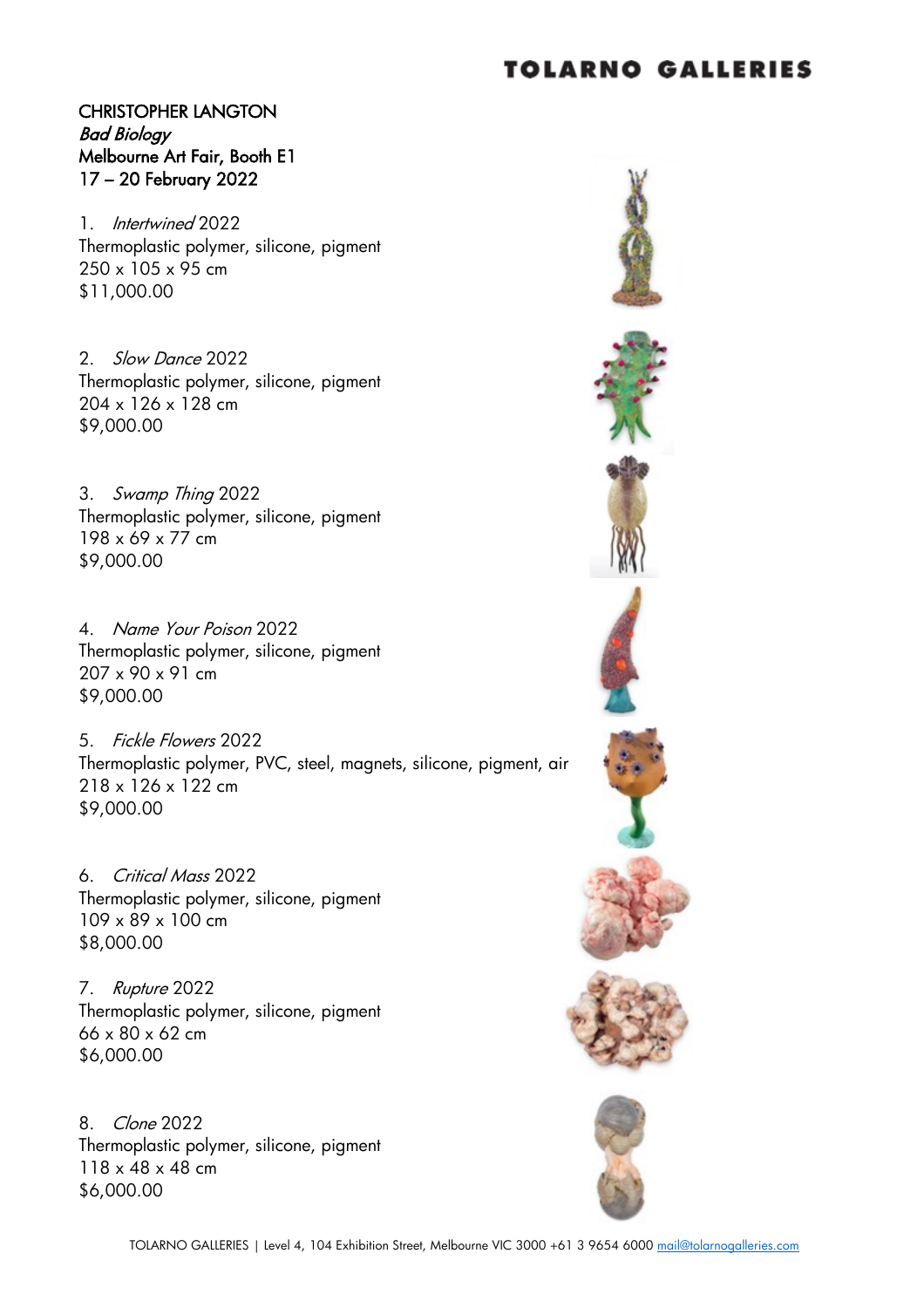TOLARNO GALLERIES

**CHRISTOPHER LANGTON**
***Bad Biology***
**Melbourne Art Fair, Booth E1**
**17 – 20 February 2022**

1. *Intertwined* 2022
Thermoplastic polymer, silicone, pigment
250 x 105 x 95 cm
$11,000.00

2. *Slow Dance* 2022
Thermoplastic polymer, silicone, pigment
204 x 126 x 128 cm
$9,000.00

3. *Swamp Thing* 2022
Thermoplastic polymer, silicone, pigment
198 x 69 x 77 cm
$9,000.00

4. *Name Your Poison* 2022
Thermoplastic polymer, silicone, pigment
207 x 90 x 91 cm
$9,000.00

5. *Fickle Flowers* 2022
Thermoplastic polymer, PVC, steel, magnets, silicone, pigment, air
218 x 126 x 122 cm
$9,000.00

6. *Critical Mass* 2022
Thermoplastic polymer, silicone, pigment
109 x 89 x 100 cm
$8,000.00

7. *Rupture* 2022
Thermoplastic polymer, silicone, pigment
66 x 80 x 62 cm
$6,000.00

8. *Clone* 2022
Thermoplastic polymer, silicone, pigment
118 x 48 x 48 cm
$6,000.00

TOLARNO GALLERIES | Level 4, 104 Exhibition Street, Melbourne VIC 3000 +61 3 9654 6000 mail@tolarnogalleries.com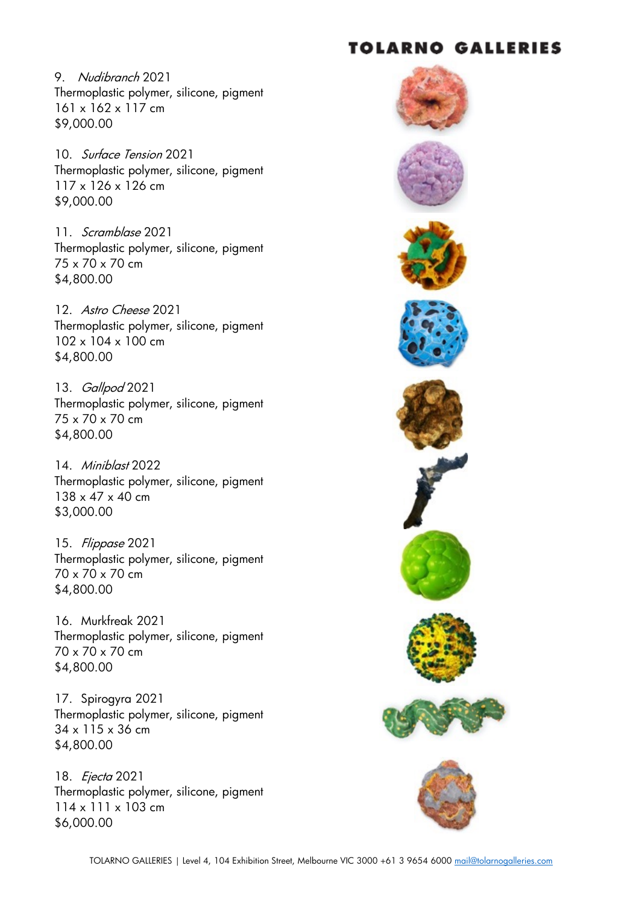9. *Nudibranch* 2021
Thermoplastic polymer, silicone, pigment
161 x 162 x 117 cm
$9,000.00

10. *Surface Tension* 2021
Thermoplastic polymer, silicone, pigment
117 x 126 x 126 cm
$9,000.00

11. *Scramblase* 2021
Thermoplastic polymer, silicone, pigment
75 x 70 x 70 cm
$4,800.00

12. *Astro Cheese* 2021
Thermoplastic polymer, silicone, pigment
102 x 104 x 100 cm
$4,800.00

13. *Gallpod* 2021
Thermoplastic polymer, silicone, pigment
75 x 70 x 70 cm
$4,800.00

14. *Miniblast* 2022
Thermoplastic polymer, silicone, pigment
138 x 47 x 40 cm
$3,000.00

15. *Flippase* 2021
Thermoplastic polymer, silicone, pigment
70 x 70 x 70 cm
$4,800.00

16. Murkfreak 2021
Thermoplastic polymer, silicone, pigment
70 x 70 x 70 cm
$4,800.00

17. Spirogyra 2021
Thermoplastic polymer, silicone, pigment
34 x 115 x 36 cm
$4,800.00

18. *Ejecta* 2021
Thermoplastic polymer, silicone, pigment
114 x 111 x 103 cm
$6,000.00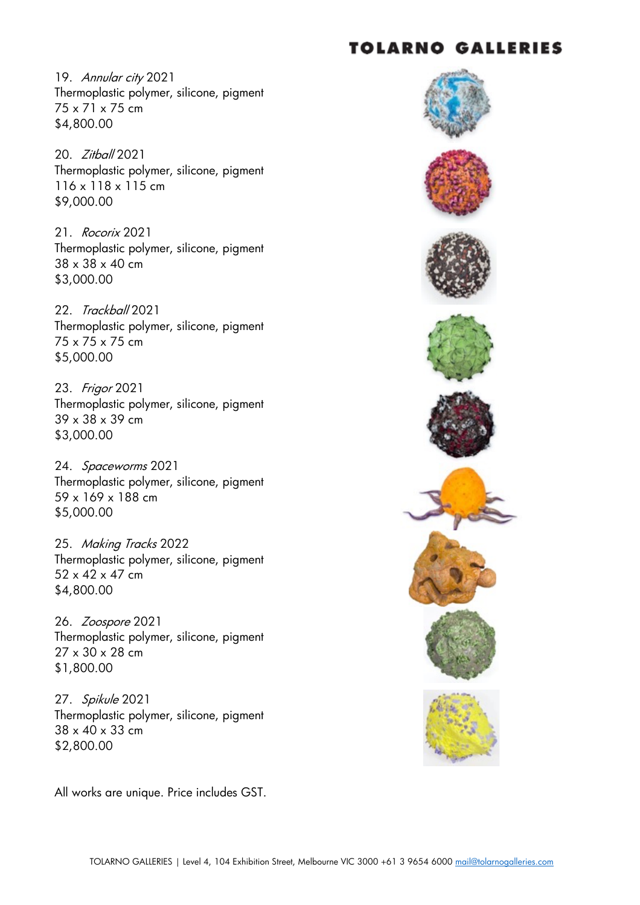19. *Annular city* 2021
Thermoplastic polymer, silicone, pigment
75 x 71 x 75 cm
$4,800.00

20. *Zitball* 2021
Thermoplastic polymer, silicone, pigment
116 x 118 x 115 cm
$9,000.00

21. *Rocorix* 2021
Thermoplastic polymer, silicone, pigment
38 x 38 x 40 cm
$3,000.00

22. *Trackball* 2021
Thermoplastic polymer, silicone, pigment
75 x 75 x 75 cm
$5,000.00

23. *Frigor* 2021
Thermoplastic polymer, silicone, pigment
39 x 38 x 39 cm
$3,000.00

24. *Spaceworms* 2021
Thermoplastic polymer, silicone, pigment
59 x 169 x 188 cm
$5,000.00

25. *Making Tracks* 2022
Thermoplastic polymer, silicone, pigment
52 x 42 x 47 cm
$4,800.00

26. *Zoospore* 2021
Thermoplastic polymer, silicone, pigment
27 x 30 x 28 cm
$1,800.00

27. *Spikule* 2021
Thermoplastic polymer, silicone, pigment
38 x 40 x 33 cm
$2,800.00

All works are unique. Price includes GST.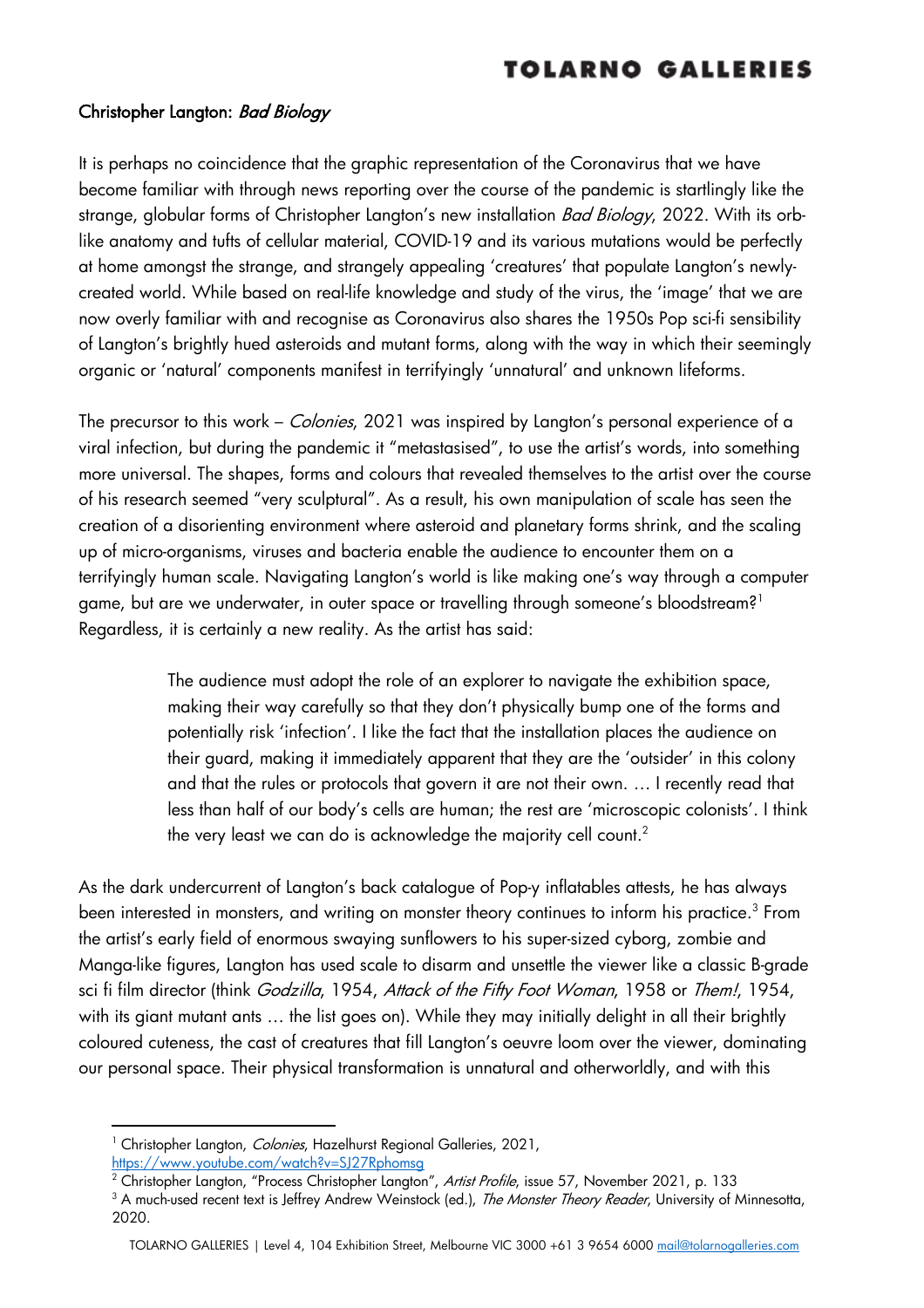## Christopher Langton: *Bad Biology*

It is perhaps no coincidence that the graphic representation of the Coronavirus that we have become familiar with through news reporting over the course of the pandemic is startlingly like the strange, globular forms of Christopher Langton's new installation *Bad Biology*, 2022. With its orb-like anatomy and tufts of cellular material, COVID-19 and its various mutations would be perfectly at home amongst the strange, and strangely appealing 'creatures' that populate Langton's newly-created world. While based on real-life knowledge and study of the virus, the 'image' that we are now overly familiar with and recognise as Coronavirus also shares the 1950s Pop sci-fi sensibility of Langton's brightly hued asteroids and mutant forms, along with the way in which their seemingly organic or 'natural' components manifest in terrifyingly 'unnatural' and unknown lifeforms.

The precursor to this work – *Colonies*, 2021 was inspired by Langton's personal experience of a viral infection, but during the pandemic it "metastasised", to use the artist's words, into something more universal. The shapes, forms and colours that revealed themselves to the artist over the course of his research seemed "very sculptural". As a result, his own manipulation of scale has seen the creation of a disorienting environment where asteroid and planetary forms shrink, and the scaling up of micro-organisms, viruses and bacteria enable the audience to encounter them on a terrifyingly human scale. Navigating Langton's world is like making one's way through a computer game, but are we underwater, in outer space or travelling through someone's bloodstream?[1] Regardless, it is certainly a new reality. As the artist has said:

> The audience must adopt the role of an explorer to navigate the exhibition space, making their way carefully so that they don't physically bump one of the forms and potentially risk 'infection'. I like the fact that the installation places the audience on their guard, making it immediately apparent that they are the 'outsider' in this colony and that the rules or protocols that govern it are not their own. … I recently read that less than half of our body's cells are human; the rest are 'microscopic colonists'. I think the very least we can do is acknowledge the majority cell count.[2]

As the dark undercurrent of Langton's back catalogue of Pop-y inflatables attests, he has always been interested in monsters, and writing on monster theory continues to inform his practice.[3] From the artist's early field of enormous swaying sunflowers to his super-sized cyborg, zombie and Manga-like figures, Langton has used scale to disarm and unsettle the viewer like a classic B-grade sci fi film director (think *Godzilla*, 1954, *Attack of the Fifty Foot Woman*, 1958 or *Them!*, 1954, with its giant mutant ants … the list goes on). While they may initially delight in all their brightly coloured cuteness, the cast of creatures that fill Langton's oeuvre loom over the viewer, dominating our personal space. Their physical transformation is unnatural and otherworldly, and with this

---

[1] Christopher Langton, *Colonies*, Hazelhurst Regional Galleries, 2021, https://www.youtube.com/watch?v=SJ27Rphomsg

[2] Christopher Langton, "Process Christopher Langton", *Artist Profile*, issue 57, November 2021, p. 133

[3] A much-used recent text is Jeffrey Andrew Weinstock (ed.), *The Monster Theory Reader*, University of Minnesotta, 2020.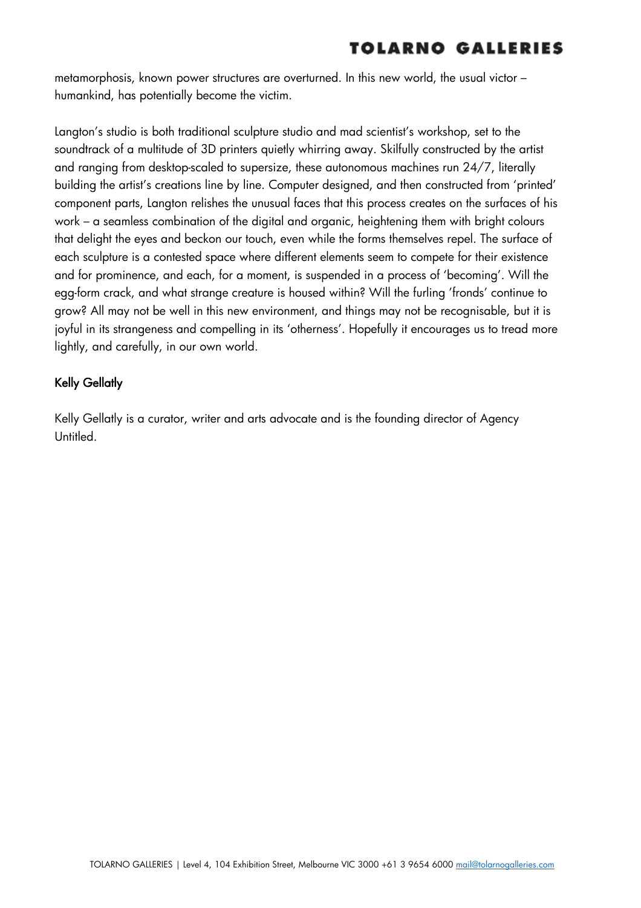metamorphosis, known power structures are overturned. In this new world, the usual victor – humankind, has potentially become the victim.

Langton's studio is both traditional sculpture studio and mad scientist's workshop, set to the soundtrack of a multitude of 3D printers quietly whirring away. Skilfully constructed by the artist and ranging from desktop-scaled to supersize, these autonomous machines run 24/7, literally building the artist's creations line by line. Computer designed, and then constructed from 'printed' component parts, Langton relishes the unusual faces that this process creates on the surfaces of his work – a seamless combination of the digital and organic, heightening them with bright colours that delight the eyes and beckon our touch, even while the forms themselves repel. The surface of each sculpture is a contested space where different elements seem to compete for their existence and for prominence, and each, for a moment, is suspended in a process of 'becoming'. Will the egg-form crack, and what strange creature is housed within? Will the furling 'fronds' continue to grow? All may not be well in this new environment, and things may not be recognisable, but it is joyful in its strangeness and compelling in its 'otherness'. Hopefully it encourages us to tread more lightly, and carefully, in our own world.

Kelly Gellatly

Kelly Gellatly is a curator, writer and arts advocate and is the founding director of Agency Untitled.